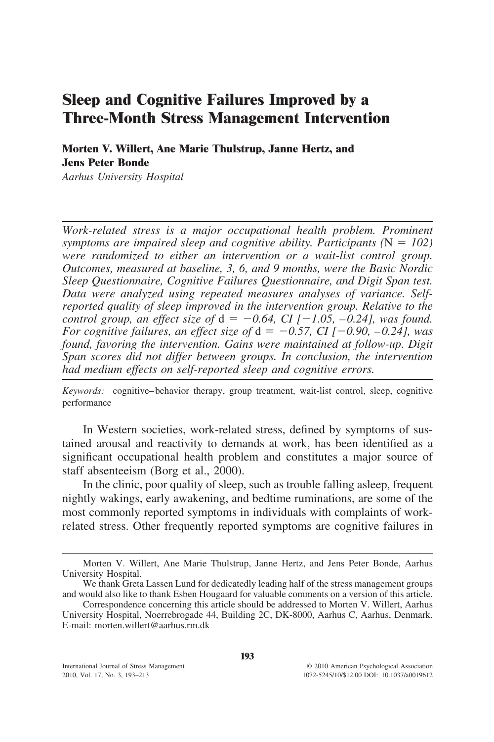# Sleep and Cognitive Failures Improved by a Three-Month Stress Management Intervention

**Morten V. Willert, Ane Marie Thulstrup, Janne Hertz, and Jens Peter Bonde**

*Aarhus University Hospital*

*Work-related stress is a major occupational health problem. Prominent symptoms are impaired sleep and cognitive ability. Participants (*$N = 102$*) were randomized to either an intervention or a wait-list control group. Outcomes, measured at baseline, 3, 6, and 9 months, were the Basic Nordic Sleep Questionnaire, Cognitive Failures Questionnaire, and Digit Span test. Data were analyzed using repeated measures analyses of variance. Self-reported quality of sleep improved in the intervention group. Relative to the control group, an effect size of* $d = -0.64$*, CI [−1.05, −0.24], was found. For cognitive failures, an effect size of* $d = -0.57$*, CI [−0.90, −0.24], was found, favoring the intervention. Gains were maintained at follow-up. Digit Span scores did not differ between groups. In conclusion, the intervention had medium effects on self-reported sleep and cognitive errors.*

*Keywords:* cognitive–behavior therapy, group treatment, wait-list control, sleep, cognitive performance

In Western societies, work-related stress, defined by symptoms of sustained arousal and reactivity to demands at work, has been identified as a significant occupational health problem and constitutes a major source of staff absenteeism (Borg et al., 2000).

In the clinic, poor quality of sleep, such as trouble falling asleep, frequent nightly wakings, early awakening, and bedtime ruminations, are some of the most commonly reported symptoms in individuals with complaints of work-related stress. Other frequently reported symptoms are cognitive failures in

---

Morten V. Willert, Ane Marie Thulstrup, Janne Hertz, and Jens Peter Bonde, Aarhus University Hospital.

We thank Greta Lassen Lund for dedicatedly leading half of the stress management groups and would also like to thank Esben Hougaard for valuable comments on a version of this article.

Correspondence concerning this article should be addressed to Morten V. Willert, Aarhus University Hospital, Noerrebrogade 44, Building 2C, DK-8000, Aarhus C, Aarhus, Denmark. E-mail: morten.willert@aarhus.rm.dk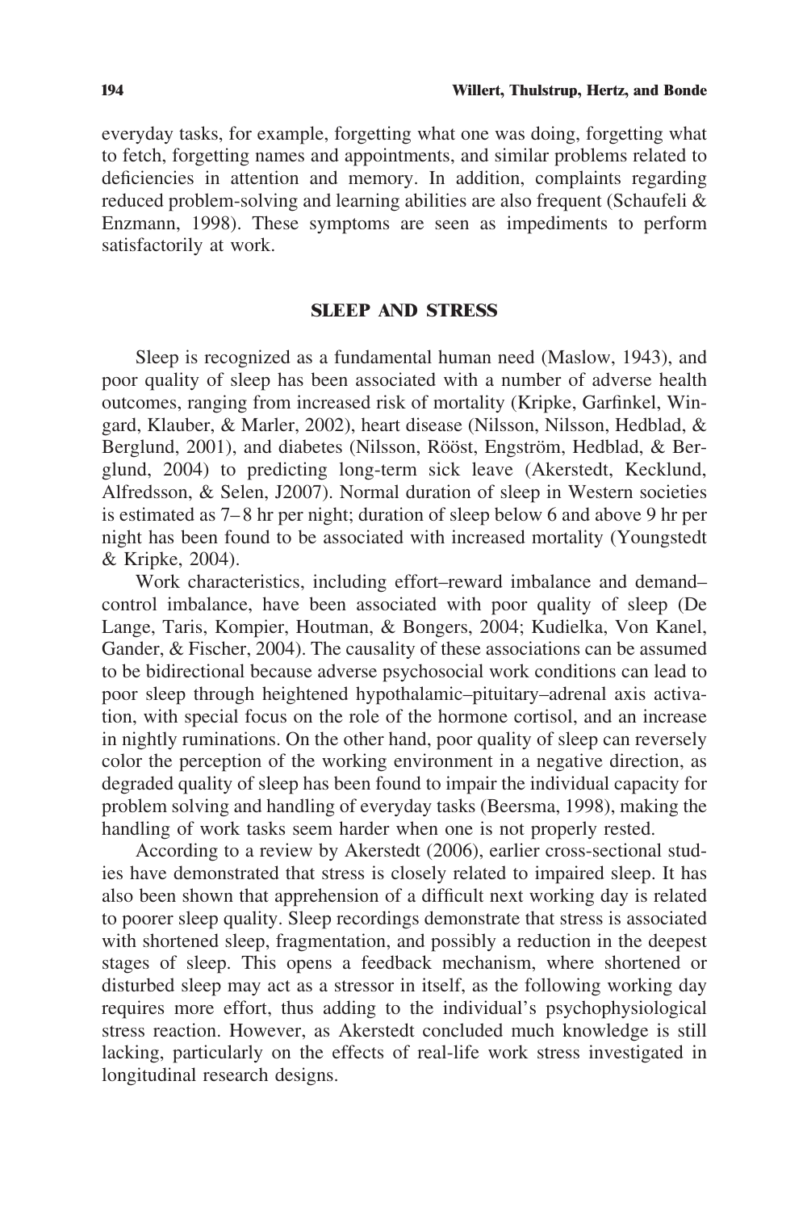everyday tasks, for example, forgetting what one was doing, forgetting what to fetch, forgetting names and appointments, and similar problems related to deficiencies in attention and memory. In addition, complaints regarding reduced problem-solving and learning abilities are also frequent (Schaufeli & Enzmann, 1998). These symptoms are seen as impediments to perform satisfactorily at work.

## SLEEP AND STRESS

Sleep is recognized as a fundamental human need (Maslow, 1943), and poor quality of sleep has been associated with a number of adverse health outcomes, ranging from increased risk of mortality (Kripke, Garfinkel, Wingard, Klauber, & Marler, 2002), heart disease (Nilsson, Nilsson, Hedblad, & Berglund, 2001), and diabetes (Nilsson, Rööst, Engström, Hedblad, & Berglund, 2004) to predicting long-term sick leave (Akerstedt, Kecklund, Alfredsson, & Selen, J2007). Normal duration of sleep in Western societies is estimated as 7–8 hr per night; duration of sleep below 6 and above 9 hr per night has been found to be associated with increased mortality (Youngstedt & Kripke, 2004).

Work characteristics, including effort–reward imbalance and demand–control imbalance, have been associated with poor quality of sleep (De Lange, Taris, Kompier, Houtman, & Bongers, 2004; Kudielka, Von Kanel, Gander, & Fischer, 2004). The causality of these associations can be assumed to be bidirectional because adverse psychosocial work conditions can lead to poor sleep through heightened hypothalamic–pituitary–adrenal axis activation, with special focus on the role of the hormone cortisol, and an increase in nightly ruminations. On the other hand, poor quality of sleep can reversely color the perception of the working environment in a negative direction, as degraded quality of sleep has been found to impair the individual capacity for problem solving and handling of everyday tasks (Beersma, 1998), making the handling of work tasks seem harder when one is not properly rested.

According to a review by Akerstedt (2006), earlier cross-sectional studies have demonstrated that stress is closely related to impaired sleep. It has also been shown that apprehension of a difficult next working day is related to poorer sleep quality. Sleep recordings demonstrate that stress is associated with shortened sleep, fragmentation, and possibly a reduction in the deepest stages of sleep. This opens a feedback mechanism, where shortened or disturbed sleep may act as a stressor in itself, as the following working day requires more effort, thus adding to the individual's psychophysiological stress reaction. However, as Akerstedt concluded much knowledge is still lacking, particularly on the effects of real-life work stress investigated in longitudinal research designs.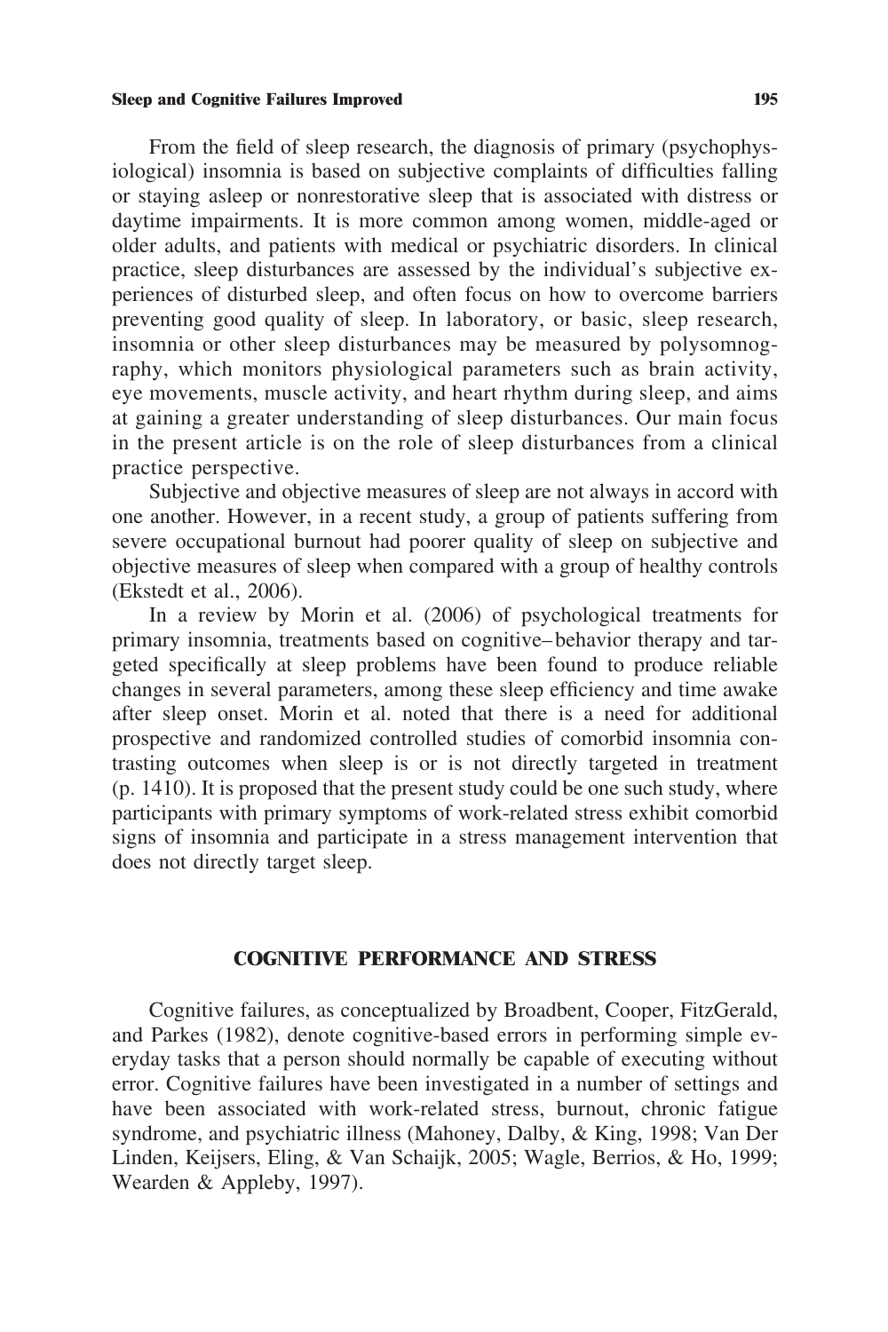From the field of sleep research, the diagnosis of primary (psychophysiological) insomnia is based on subjective complaints of difficulties falling or staying asleep or nonrestorative sleep that is associated with distress or daytime impairments. It is more common among women, middle-aged or older adults, and patients with medical or psychiatric disorders. In clinical practice, sleep disturbances are assessed by the individual's subjective experiences of disturbed sleep, and often focus on how to overcome barriers preventing good quality of sleep. In laboratory, or basic, sleep research, insomnia or other sleep disturbances may be measured by polysomnography, which monitors physiological parameters such as brain activity, eye movements, muscle activity, and heart rhythm during sleep, and aims at gaining a greater understanding of sleep disturbances. Our main focus in the present article is on the role of sleep disturbances from a clinical practice perspective.

Subjective and objective measures of sleep are not always in accord with one another. However, in a recent study, a group of patients suffering from severe occupational burnout had poorer quality of sleep on subjective and objective measures of sleep when compared with a group of healthy controls (Ekstedt et al., 2006).

In a review by Morin et al. (2006) of psychological treatments for primary insomnia, treatments based on cognitive–behavior therapy and targeted specifically at sleep problems have been found to produce reliable changes in several parameters, among these sleep efficiency and time awake after sleep onset. Morin et al. noted that there is a need for additional prospective and randomized controlled studies of comorbid insomnia contrasting outcomes when sleep is or is not directly targeted in treatment (p. 1410). It is proposed that the present study could be one such study, where participants with primary symptoms of work-related stress exhibit comorbid signs of insomnia and participate in a stress management intervention that does not directly target sleep.

## COGNITIVE PERFORMANCE AND STRESS

Cognitive failures, as conceptualized by Broadbent, Cooper, FitzGerald, and Parkes (1982), denote cognitive-based errors in performing simple everyday tasks that a person should normally be capable of executing without error. Cognitive failures have been investigated in a number of settings and have been associated with work-related stress, burnout, chronic fatigue syndrome, and psychiatric illness (Mahoney, Dalby, & King, 1998; Van Der Linden, Keijsers, Eling, & Van Schaijk, 2005; Wagle, Berrios, & Ho, 1999; Wearden & Appleby, 1997).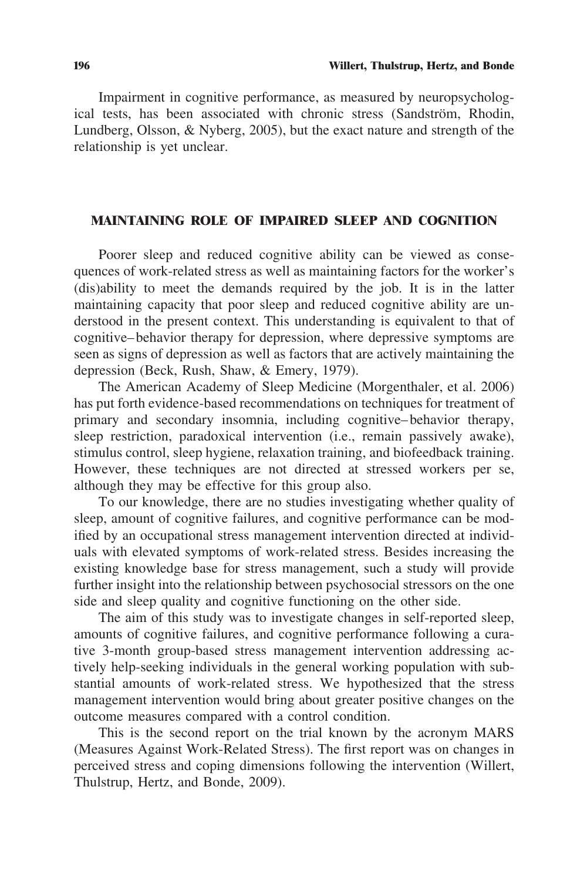Impairment in cognitive performance, as measured by neuropsychological tests, has been associated with chronic stress (Sandström, Rhodin, Lundberg, Olsson, & Nyberg, 2005), but the exact nature and strength of the relationship is yet unclear.

## MAINTAINING ROLE OF IMPAIRED SLEEP AND COGNITION

Poorer sleep and reduced cognitive ability can be viewed as consequences of work-related stress as well as maintaining factors for the worker's (dis)ability to meet the demands required by the job. It is in the latter maintaining capacity that poor sleep and reduced cognitive ability are understood in the present context. This understanding is equivalent to that of cognitive–behavior therapy for depression, where depressive symptoms are seen as signs of depression as well as factors that are actively maintaining the depression (Beck, Rush, Shaw, & Emery, 1979).

The American Academy of Sleep Medicine (Morgenthaler, et al. 2006) has put forth evidence-based recommendations on techniques for treatment of primary and secondary insomnia, including cognitive–behavior therapy, sleep restriction, paradoxical intervention (i.e., remain passively awake), stimulus control, sleep hygiene, relaxation training, and biofeedback training. However, these techniques are not directed at stressed workers per se, although they may be effective for this group also.

To our knowledge, there are no studies investigating whether quality of sleep, amount of cognitive failures, and cognitive performance can be modified by an occupational stress management intervention directed at individuals with elevated symptoms of work-related stress. Besides increasing the existing knowledge base for stress management, such a study will provide further insight into the relationship between psychosocial stressors on the one side and sleep quality and cognitive functioning on the other side.

The aim of this study was to investigate changes in self-reported sleep, amounts of cognitive failures, and cognitive performance following a curative 3-month group-based stress management intervention addressing actively help-seeking individuals in the general working population with substantial amounts of work-related stress. We hypothesized that the stress management intervention would bring about greater positive changes on the outcome measures compared with a control condition.

This is the second report on the trial known by the acronym MARS (Measures Against Work-Related Stress). The first report was on changes in perceived stress and coping dimensions following the intervention (Willert, Thulstrup, Hertz, and Bonde, 2009).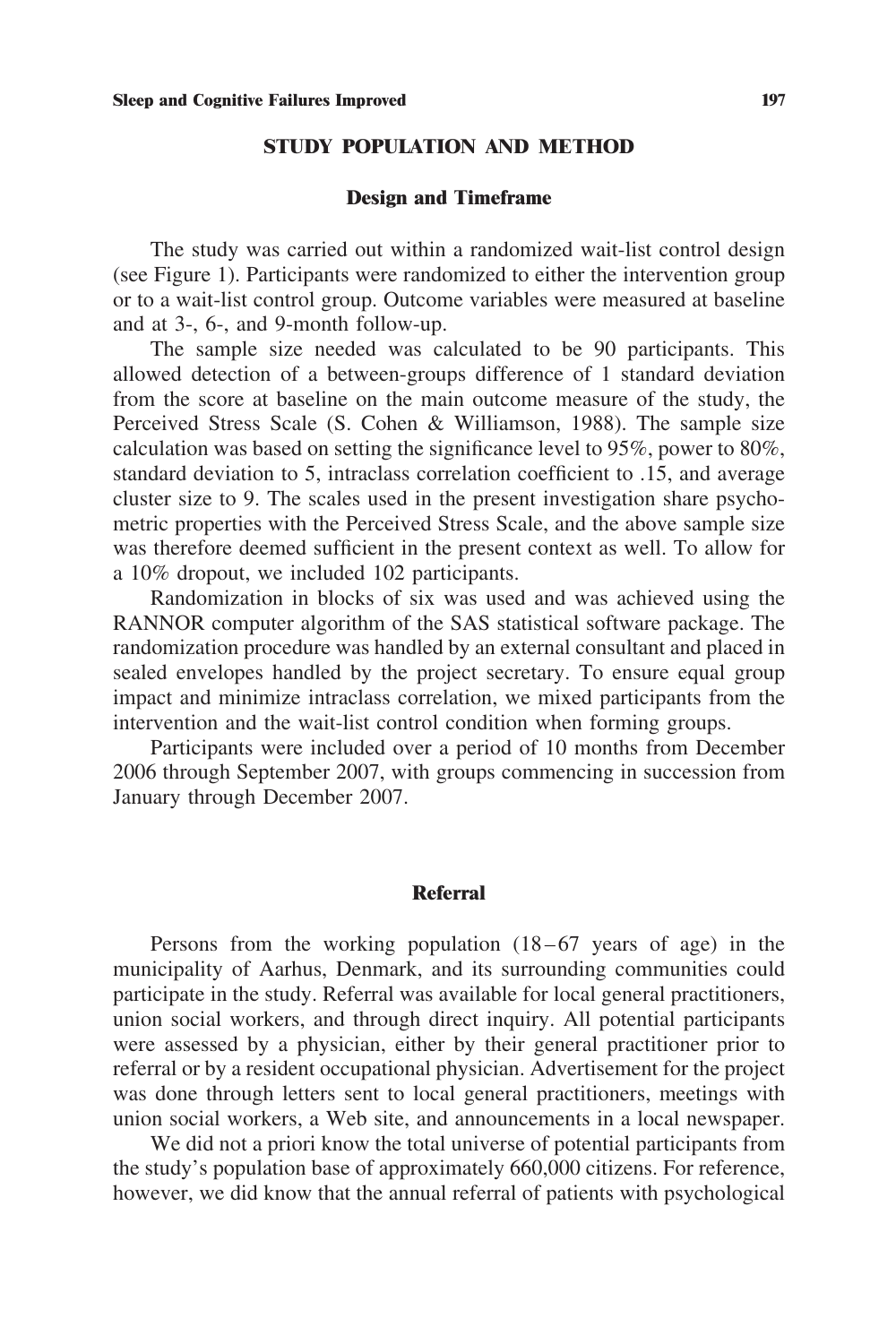## STUDY POPULATION AND METHOD

### Design and Timeframe

The study was carried out within a randomized wait-list control design (see Figure 1). Participants were randomized to either the intervention group or to a wait-list control group. Outcome variables were measured at baseline and at 3-, 6-, and 9-month follow-up.

The sample size needed was calculated to be 90 participants. This allowed detection of a between-groups difference of 1 standard deviation from the score at baseline on the main outcome measure of the study, the Perceived Stress Scale (S. Cohen & Williamson, 1988). The sample size calculation was based on setting the significance level to 95%, power to 80%, standard deviation to 5, intraclass correlation coefficient to .15, and average cluster size to 9. The scales used in the present investigation share psychometric properties with the Perceived Stress Scale, and the above sample size was therefore deemed sufficient in the present context as well. To allow for a 10% dropout, we included 102 participants.

Randomization in blocks of six was used and was achieved using the RANNOR computer algorithm of the SAS statistical software package. The randomization procedure was handled by an external consultant and placed in sealed envelopes handled by the project secretary. To ensure equal group impact and minimize intraclass correlation, we mixed participants from the intervention and the wait-list control condition when forming groups.

Participants were included over a period of 10 months from December 2006 through September 2007, with groups commencing in succession from January through December 2007.

### Referral

Persons from the working population (18–67 years of age) in the municipality of Aarhus, Denmark, and its surrounding communities could participate in the study. Referral was available for local general practitioners, union social workers, and through direct inquiry. All potential participants were assessed by a physician, either by their general practitioner prior to referral or by a resident occupational physician. Advertisement for the project was done through letters sent to local general practitioners, meetings with union social workers, a Web site, and announcements in a local newspaper.

We did not a priori know the total universe of potential participants from the study's population base of approximately 660,000 citizens. For reference, however, we did know that the annual referral of patients with psychological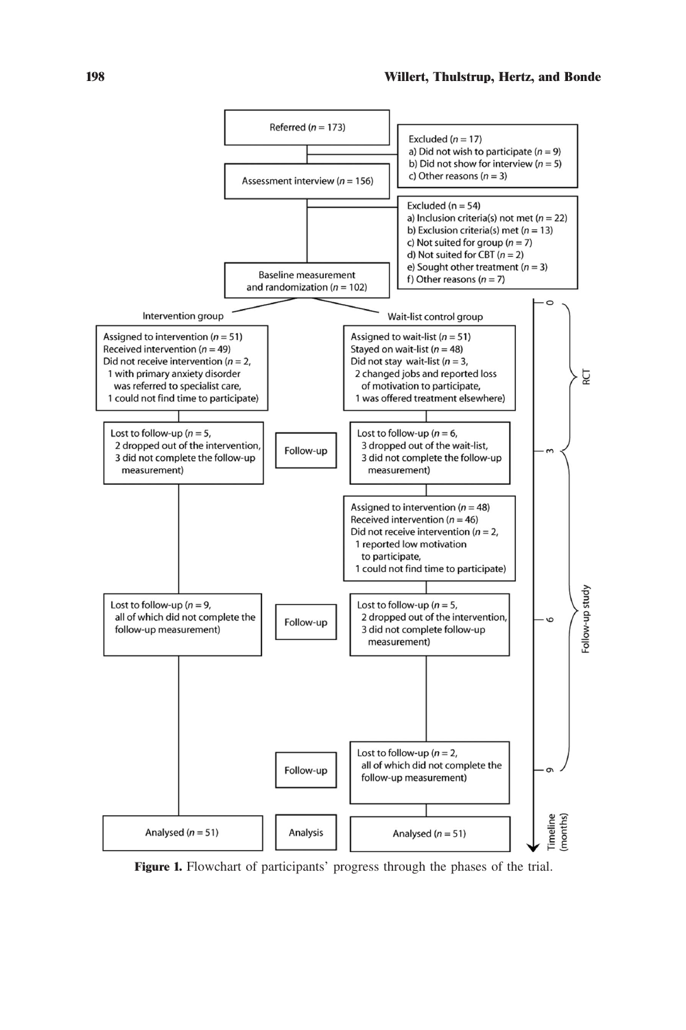Referred ($n = 173$)

Excluded ($n = 17$)
a) Did not wish to participate ($n = 9$)
b) Did not show for interview ($n = 5$)
c) Other reasons ($n = 3$)

Assessment interview ($n = 156$)

Excluded ($n = 54$)
a) Inclusion criteria(s) not met ($n = 22$)
b) Exclusion criteria(s) met ($n = 13$)
c) Not suited for group ($n = 7$)
d) Not suited for CBT ($n = 2$)
e) Sought other treatment ($n = 3$)
f) Other reasons ($n = 7$)

Baseline measurement and randomization ($n = 102$)

**Intervention group**

Assigned to intervention ($n = 51$)
Received intervention ($n = 49$)
Did not receive intervention ($n = 2$,
1 with primary anxiety disorder was referred to specialist care,
1 could not find time to participate)

Lost to follow-up ($n = 5$,
2 dropped out of the intervention,
3 did not complete the follow-up measurement)

Lost to follow-up ($n = 9$,
all of which did not complete the follow-up measurement)

Analysed ($n = 51$)

**Wait-list control group**

Assigned to wait-list ($n = 51$)
Stayed on wait-list ($n = 48$)
Did not stay wait-list ($n = 3$,
2 changed jobs and reported loss of motivation to participate,
1 was offered treatment elsewhere)

Lost to follow-up ($n = 6$,
3 dropped out of the wait-list,
3 did not complete the follow-up measurement)

Assigned to intervention ($n = 48$)
Received intervention ($n = 46$)
Did not receive intervention ($n = 2$,
1 reported low motivation to participate,
1 could not find time to participate)

Lost to follow-up ($n = 5$,
2 dropped out of the intervention,
3 did not complete follow-up measurement)

Lost to follow-up ($n = 2$,
all of which did not complete the follow-up measurement)

Analysed ($n = 51$)

Follow-up | Follow-up | Follow-up | Analysis

Timeline (months): 0, 3, 6, 9

RCT (0–3 months); Follow-up study (3–9 months)

**Figure 1.** Flowchart of participants' progress through the phases of the trial.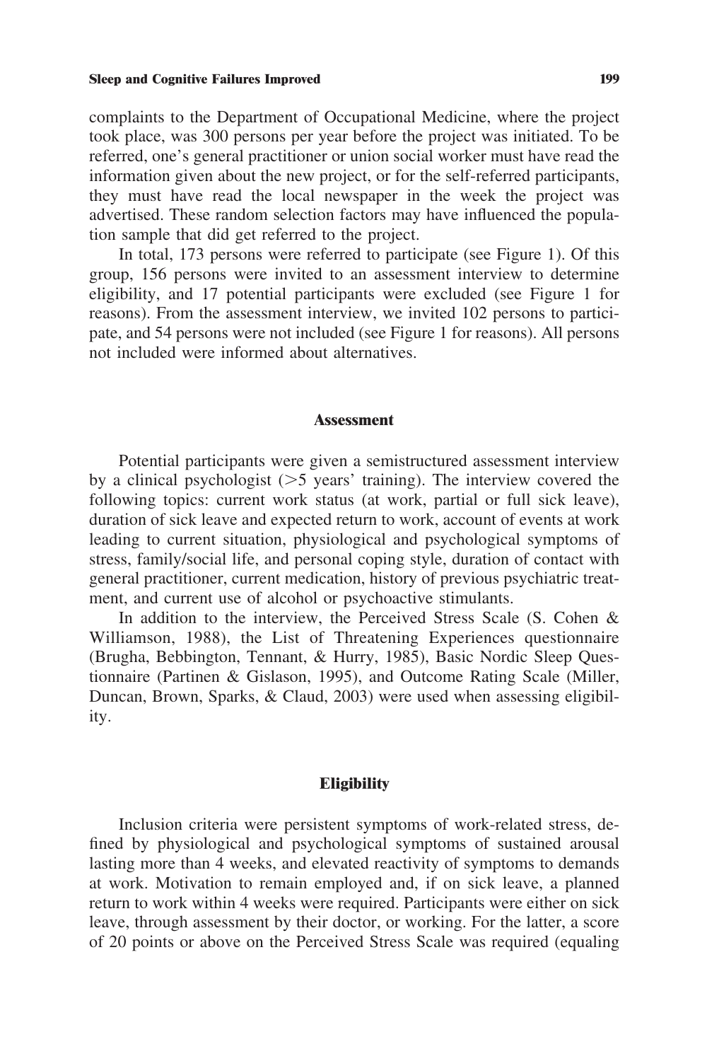complaints to the Department of Occupational Medicine, where the project took place, was 300 persons per year before the project was initiated. To be referred, one's general practitioner or union social worker must have read the information given about the new project, or for the self-referred participants, they must have read the local newspaper in the week the project was advertised. These random selection factors may have influenced the population sample that did get referred to the project.

In total, 173 persons were referred to participate (see Figure 1). Of this group, 156 persons were invited to an assessment interview to determine eligibility, and 17 potential participants were excluded (see Figure 1 for reasons). From the assessment interview, we invited 102 persons to participate, and 54 persons were not included (see Figure 1 for reasons). All persons not included were informed about alternatives.

## Assessment

Potential participants were given a semistructured assessment interview by a clinical psychologist (>5 years' training). The interview covered the following topics: current work status (at work, partial or full sick leave), duration of sick leave and expected return to work, account of events at work leading to current situation, physiological and psychological symptoms of stress, family/social life, and personal coping style, duration of contact with general practitioner, current medication, history of previous psychiatric treatment, and current use of alcohol or psychoactive stimulants.

In addition to the interview, the Perceived Stress Scale (S. Cohen & Williamson, 1988), the List of Threatening Experiences questionnaire (Brugha, Bebbington, Tennant, & Hurry, 1985), Basic Nordic Sleep Questionnaire (Partinen & Gislason, 1995), and Outcome Rating Scale (Miller, Duncan, Brown, Sparks, & Claud, 2003) were used when assessing eligibility.

## Eligibility

Inclusion criteria were persistent symptoms of work-related stress, defined by physiological and psychological symptoms of sustained arousal lasting more than 4 weeks, and elevated reactivity of symptoms to demands at work. Motivation to remain employed and, if on sick leave, a planned return to work within 4 weeks were required. Participants were either on sick leave, through assessment by their doctor, or working. For the latter, a score of 20 points or above on the Perceived Stress Scale was required (equaling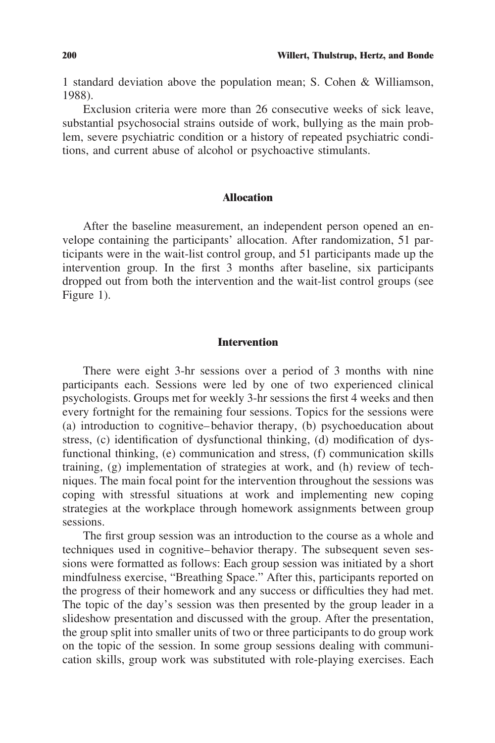1 standard deviation above the population mean; S. Cohen & Williamson, 1988).

Exclusion criteria were more than 26 consecutive weeks of sick leave, substantial psychosocial strains outside of work, bullying as the main problem, severe psychiatric condition or a history of repeated psychiatric conditions, and current abuse of alcohol or psychoactive stimulants.

## Allocation

After the baseline measurement, an independent person opened an envelope containing the participants' allocation. After randomization, 51 participants were in the wait-list control group, and 51 participants made up the intervention group. In the first 3 months after baseline, six participants dropped out from both the intervention and the wait-list control groups (see Figure 1).

## Intervention

There were eight 3-hr sessions over a period of 3 months with nine participants each. Sessions were led by one of two experienced clinical psychologists. Groups met for weekly 3-hr sessions the first 4 weeks and then every fortnight for the remaining four sessions. Topics for the sessions were (a) introduction to cognitive–behavior therapy, (b) psychoeducation about stress, (c) identification of dysfunctional thinking, (d) modification of dysfunctional thinking, (e) communication and stress, (f) communication skills training, (g) implementation of strategies at work, and (h) review of techniques. The main focal point for the intervention throughout the sessions was coping with stressful situations at work and implementing new coping strategies at the workplace through homework assignments between group sessions.

The first group session was an introduction to the course as a whole and techniques used in cognitive–behavior therapy. The subsequent seven sessions were formatted as follows: Each group session was initiated by a short mindfulness exercise, "Breathing Space." After this, participants reported on the progress of their homework and any success or difficulties they had met. The topic of the day's session was then presented by the group leader in a slideshow presentation and discussed with the group. After the presentation, the group split into smaller units of two or three participants to do group work on the topic of the session. In some group sessions dealing with communication skills, group work was substituted with role-playing exercises. Each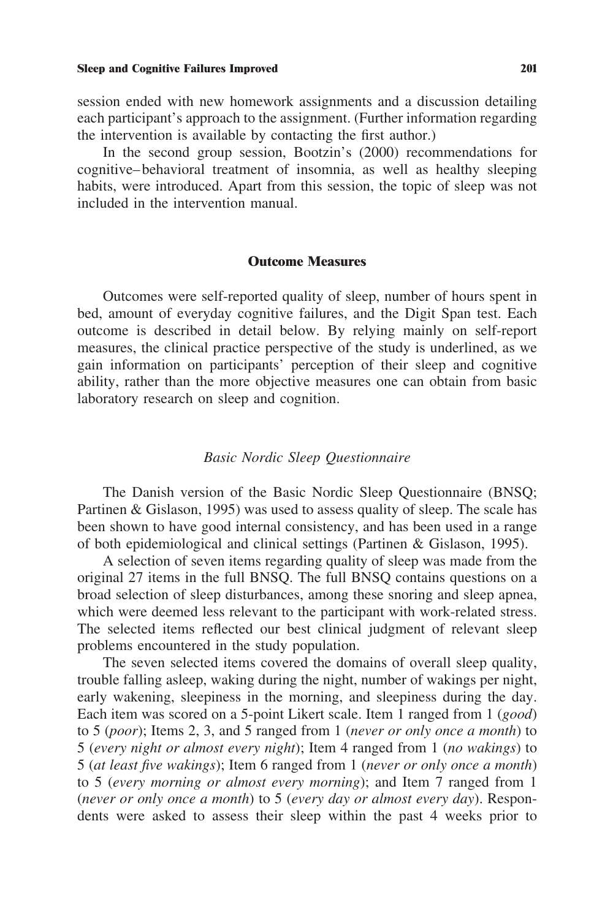session ended with new homework assignments and a discussion detailing each participant's approach to the assignment. (Further information regarding the intervention is available by contacting the first author.)

In the second group session, Bootzin's (2000) recommendations for cognitive–behavioral treatment of insomnia, as well as healthy sleeping habits, were introduced. Apart from this session, the topic of sleep was not included in the intervention manual.

## Outcome Measures

Outcomes were self-reported quality of sleep, number of hours spent in bed, amount of everyday cognitive failures, and the Digit Span test. Each outcome is described in detail below. By relying mainly on self-report measures, the clinical practice perspective of the study is underlined, as we gain information on participants' perception of their sleep and cognitive ability, rather than the more objective measures one can obtain from basic laboratory research on sleep and cognition.

### *Basic Nordic Sleep Questionnaire*

The Danish version of the Basic Nordic Sleep Questionnaire (BNSQ; Partinen & Gislason, 1995) was used to assess quality of sleep. The scale has been shown to have good internal consistency, and has been used in a range of both epidemiological and clinical settings (Partinen & Gislason, 1995).

A selection of seven items regarding quality of sleep was made from the original 27 items in the full BNSQ. The full BNSQ contains questions on a broad selection of sleep disturbances, among these snoring and sleep apnea, which were deemed less relevant to the participant with work-related stress. The selected items reflected our best clinical judgment of relevant sleep problems encountered in the study population.

The seven selected items covered the domains of overall sleep quality, trouble falling asleep, waking during the night, number of wakings per night, early wakening, sleepiness in the morning, and sleepiness during the day. Each item was scored on a 5-point Likert scale. Item 1 ranged from 1 (*good*) to 5 (*poor*); Items 2, 3, and 5 ranged from 1 (*never or only once a month*) to 5 (*every night or almost every night*); Item 4 ranged from 1 (*no wakings*) to 5 (*at least five wakings*); Item 6 ranged from 1 (*never or only once a month*) to 5 (*every morning or almost every morning*); and Item 7 ranged from 1 (*never or only once a month*) to 5 (*every day or almost every day*). Respondents were asked to assess their sleep within the past 4 weeks prior to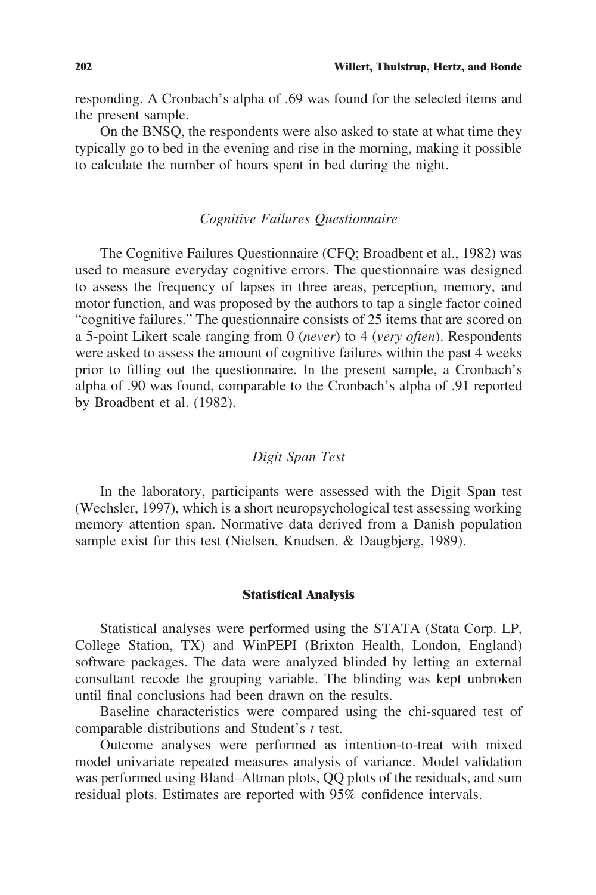responding. A Cronbach's alpha of .69 was found for the selected items and the present sample.

On the BNSQ, the respondents were also asked to state at what time they typically go to bed in the evening and rise in the morning, making it possible to calculate the number of hours spent in bed during the night.

### *Cognitive Failures Questionnaire*

The Cognitive Failures Questionnaire (CFQ; Broadbent et al., 1982) was used to measure everyday cognitive errors. The questionnaire was designed to assess the frequency of lapses in three areas, perception, memory, and motor function, and was proposed by the authors to tap a single factor coined "cognitive failures." The questionnaire consists of 25 items that are scored on a 5-point Likert scale ranging from 0 (*never*) to 4 (*very often*). Respondents were asked to assess the amount of cognitive failures within the past 4 weeks prior to filling out the questionnaire. In the present sample, a Cronbach's alpha of .90 was found, comparable to the Cronbach's alpha of .91 reported by Broadbent et al. (1982).

### *Digit Span Test*

In the laboratory, participants were assessed with the Digit Span test (Wechsler, 1997), which is a short neuropsychological test assessing working memory attention span. Normative data derived from a Danish population sample exist for this test (Nielsen, Knudsen, & Daugbjerg, 1989).

## Statistical Analysis

Statistical analyses were performed using the STATA (Stata Corp. LP, College Station, TX) and WinPEPI (Brixton Health, London, England) software packages. The data were analyzed blinded by letting an external consultant recode the grouping variable. The blinding was kept unbroken until final conclusions had been drawn on the results.

Baseline characteristics were compared using the chi-squared test of comparable distributions and Student's $t$ test.

Outcome analyses were performed as intention-to-treat with mixed model univariate repeated measures analysis of variance. Model validation was performed using Bland–Altman plots, QQ plots of the residuals, and sum residual plots. Estimates are reported with 95% confidence intervals.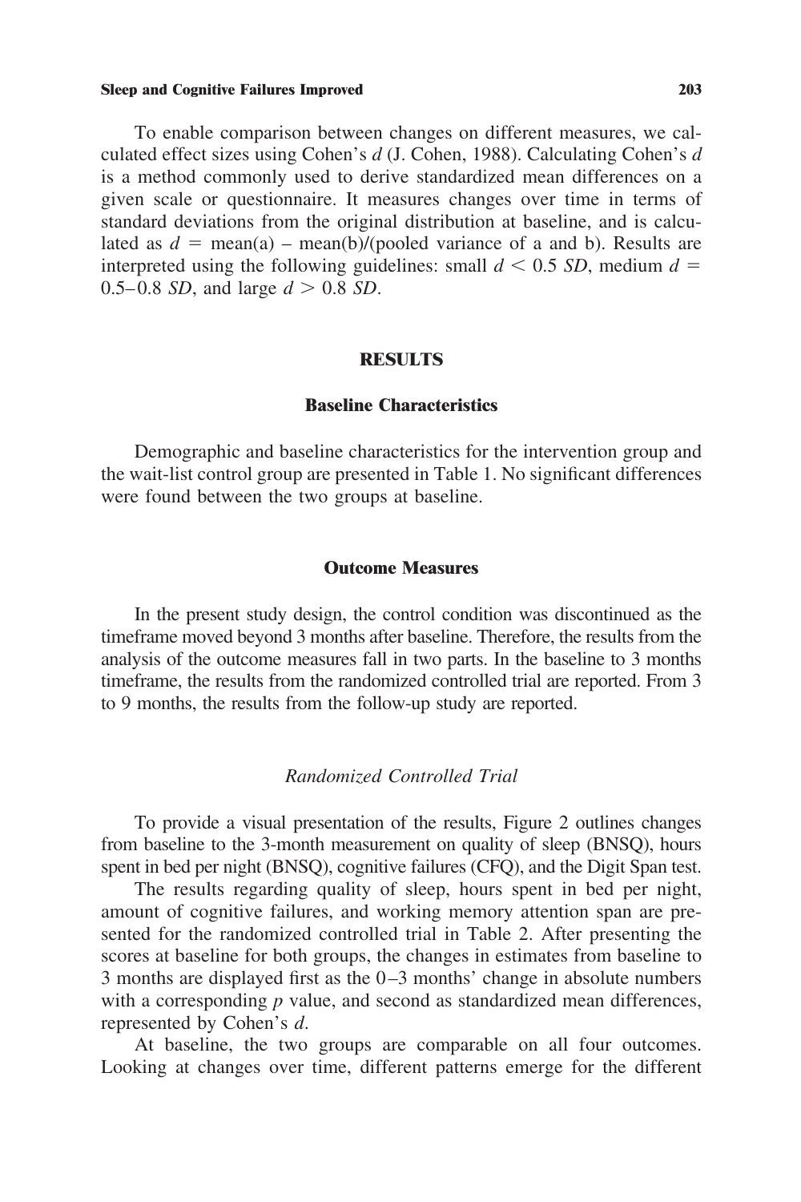To enable comparison between changes on different measures, we calculated effect sizes using Cohen's $d$ (J. Cohen, 1988). Calculating Cohen's $d$ is a method commonly used to derive standardized mean differences on a given scale or questionnaire. It measures changes over time in terms of standard deviations from the original distribution at baseline, and is calculated as $d$ = mean(a) – mean(b)/(pooled variance of a and b). Results are interpreted using the following guidelines: small $d < 0.5$ *SD*, medium $d =$ 0.5–0.8 *SD*, and large $d > 0.8$ *SD*.

## RESULTS

### Baseline Characteristics

Demographic and baseline characteristics for the intervention group and the wait-list control group are presented in Table 1. No significant differences were found between the two groups at baseline.

### Outcome Measures

In the present study design, the control condition was discontinued as the timeframe moved beyond 3 months after baseline. Therefore, the results from the analysis of the outcome measures fall in two parts. In the baseline to 3 months timeframe, the results from the randomized controlled trial are reported. From 3 to 9 months, the results from the follow-up study are reported.

#### *Randomized Controlled Trial*

To provide a visual presentation of the results, Figure 2 outlines changes from baseline to the 3-month measurement on quality of sleep (BNSQ), hours spent in bed per night (BNSQ), cognitive failures (CFQ), and the Digit Span test.

The results regarding quality of sleep, hours spent in bed per night, amount of cognitive failures, and working memory attention span are presented for the randomized controlled trial in Table 2. After presenting the scores at baseline for both groups, the changes in estimates from baseline to 3 months are displayed first as the 0–3 months' change in absolute numbers with a corresponding $p$ value, and second as standardized mean differences, represented by Cohen's $d$.

At baseline, the two groups are comparable on all four outcomes. Looking at changes over time, different patterns emerge for the different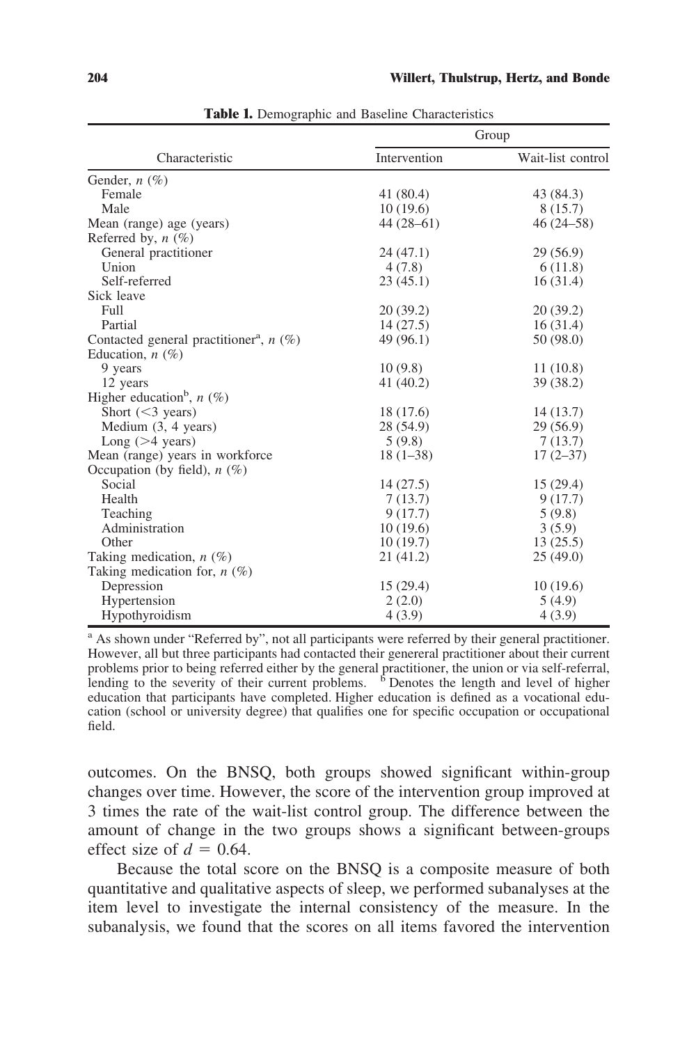**Table 1.** Demographic and Baseline Characteristics

| Characteristic | Group | |
|---|---|---|
| | Intervention | Wait-list control |
| Gender, *n* (%) | | |
| Female | 41 (80.4) | 43 (84.3) |
| Male | 10 (19.6) | 8 (15.7) |
| Mean (range) age (years) | 44 (28–61) | 46 (24–58) |
| Referred by, *n* (%) | | |
| General practitioner | 24 (47.1) | 29 (56.9) |
| Union | 4 (7.8) | 6 (11.8) |
| Self-referred | 23 (45.1) | 16 (31.4) |
| Sick leave | | |
| Full | 20 (39.2) | 20 (39.2) |
| Partial | 14 (27.5) | 16 (31.4) |
| Contacted general practitioner[a], *n* (%) | 49 (96.1) | 50 (98.0) |
| Education, *n* (%) | | |
| 9 years | 10 (9.8) | 11 (10.8) |
| 12 years | 41 (40.2) | 39 (38.2) |
| Higher education[b], *n* (%) | | |
| Short (<3 years) | 18 (17.6) | 14 (13.7) |
| Medium (3, 4 years) | 28 (54.9) | 29 (56.9) |
| Long (>4 years) | 5 (9.8) | 7 (13.7) |
| Mean (range) years in workforce | 18 (1–38) | 17 (2–37) |
| Occupation (by field), *n* (%) | | |
| Social | 14 (27.5) | 15 (29.4) |
| Health | 7 (13.7) | 9 (17.7) |
| Teaching | 9 (17.7) | 5 (9.8) |
| Administration | 10 (19.6) | 3 (5.9) |
| Other | 10 (19.7) | 13 (25.5) |
| Taking medication, *n* (%) | 21 (41.2) | 25 (49.0) |
| Taking medication for, *n* (%) | | |
| Depression | 15 (29.4) | 10 (19.6) |
| Hypertension | 2 (2.0) | 5 (4.9) |
| Hypothyroidism | 4 (3.9) | 4 (3.9) |

[a] As shown under "Referred by", not all participants were referred by their general practitioner. However, all but three participants had contacted their genereral practitioner about their current problems prior to being referred either by the general practitioner, the union or via self-referral, lending to the severity of their current problems. [b] Denotes the length and level of higher education that participants have completed. Higher education is defined as a vocational education (school or university degree) that qualifies one for specific occupation or occupational field.

outcomes. On the BNSQ, both groups showed significant within-group changes over time. However, the score of the intervention group improved at 3 times the rate of the wait-list control group. The difference between the amount of change in the two groups shows a significant between-groups effect size of $d = 0.64$.

Because the total score on the BNSQ is a composite measure of both quantitative and qualitative aspects of sleep, we performed subanalyses at the item level to investigate the internal consistency of the measure. In the subanalysis, we found that the scores on all items favored the intervention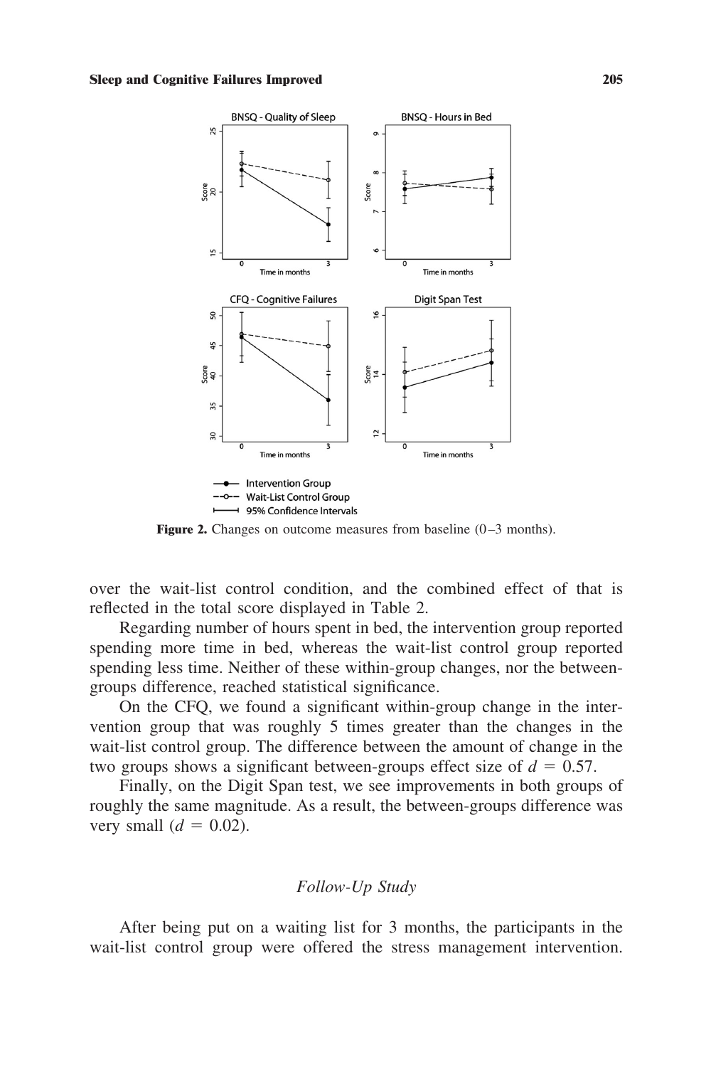**Figure 2.** Changes on outcome measures from baseline (0–3 months).

over the wait-list control condition, and the combined effect of that is reflected in the total score displayed in Table 2.

Regarding number of hours spent in bed, the intervention group reported spending more time in bed, whereas the wait-list control group reported spending less time. Neither of these within-group changes, nor the between-groups difference, reached statistical significance.

On the CFQ, we found a significant within-group change in the intervention group that was roughly 5 times greater than the changes in the wait-list control group. The difference between the amount of change in the two groups shows a significant between-groups effect size of $d = 0.57$.

Finally, on the Digit Span test, we see improvements in both groups of roughly the same magnitude. As a result, the between-groups difference was very small ($d = 0.02$).

## *Follow-Up Study*

After being put on a waiting list for 3 months, the participants in the wait-list control group were offered the stress management intervention.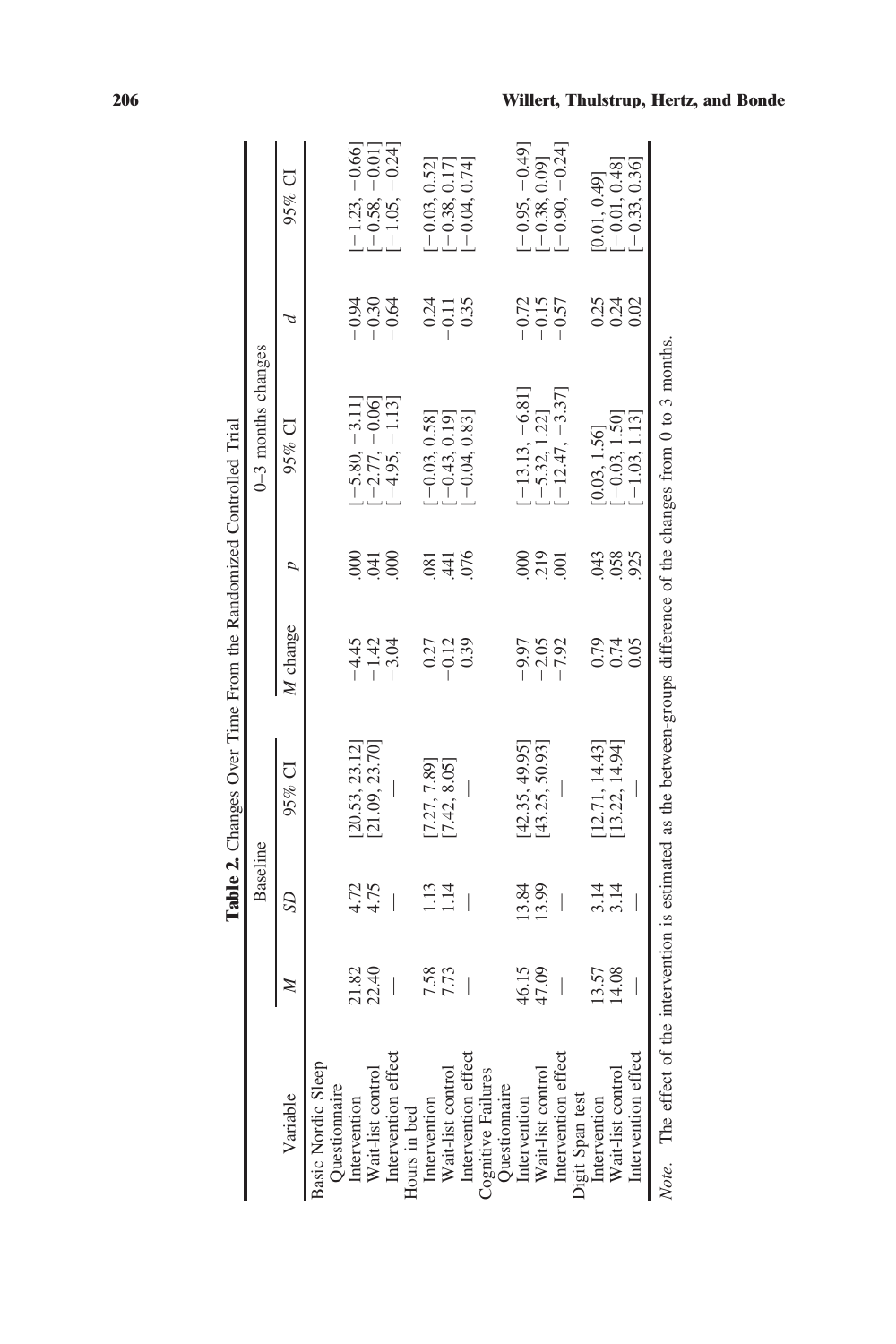**Table 2.** Changes Over Time From the Randomized Controlled Trial

| Variable | Baseline | | | 0–3 months changes | | | | |
|---|---|---|---|---|---|---|---|---|
| | *M* | *SD* | 95% CI | *M* change | *p* | 95% CI | *d* | 95% CI |
| Basic Nordic Sleep Questionnaire | | | | | | | | |
| Intervention | 21.82 | 4.72 | [20.53, 23.12] | −4.45 | .000 | [−5.80, −3.11] | −0.94 | [−1.23, −0.66] |
| Wait-list control | 22.40 | 4.75 | [21.09, 23.70] | −1.42 | .041 | [−2.77, −0.06] | −0.30 | [−0.58, −0.01] |
| Intervention effect | — | — | — | −3.04 | .000 | [−4.95, −1.13] | −0.64 | [−1.05, −0.24] |
| Hours in bed | | | | | | | | |
| Intervention | 7.58 | 1.13 | [7.27, 7.89] | 0.27 | .081 | [−0.03, 0.58] | 0.24 | [−0.03, 0.52] |
| Wait-list control | 7.73 | 1.14 | [7.42, 8.05] | −0.12 | .441 | [−0.43, 0.19] | −0.11 | [−0.38, 0.17] |
| Intervention effect | — | — | — | 0.39 | .076 | [−0.04, 0.83] | 0.35 | [−0.04, 0.74] |
| Cognitive Failures Questionnaire | | | | | | | | |
| Intervention | 46.15 | 13.84 | [42.35, 49.95] | −9.97 | .000 | [−13.13, −6.81] | −0.72 | [−0.95, −0.49] |
| Wait-list control | 47.09 | 13.99 | [43.25, 50.93] | −2.05 | .219 | [−5.32, 1.22] | −0.15 | [−0.38, 0.09] |
| Intervention effect | — | — | — | −7.92 | .001 | [−12.47, −3.37] | −0.57 | [−0.90, −0.24] |
| Digit Span test | | | | | | | | |
| Intervention | 13.57 | 3.14 | [12.71, 14.43] | 0.79 | .043 | [0.03, 1.56] | 0.25 | [0.01, 0.49] |
| Wait-list control | 14.08 | 3.14 | [13.22, 14.94] | 0.74 | .058 | [−0.03, 1.50] | 0.24 | [−0.01, 0.48] |
| Intervention effect | — | — | — | 0.05 | .925 | [−1.03, 1.13] | 0.02 | [−0.33, 0.36] |

*Note.* The effect of the intervention is estimated as the between-groups difference of the changes from 0 to 3 months.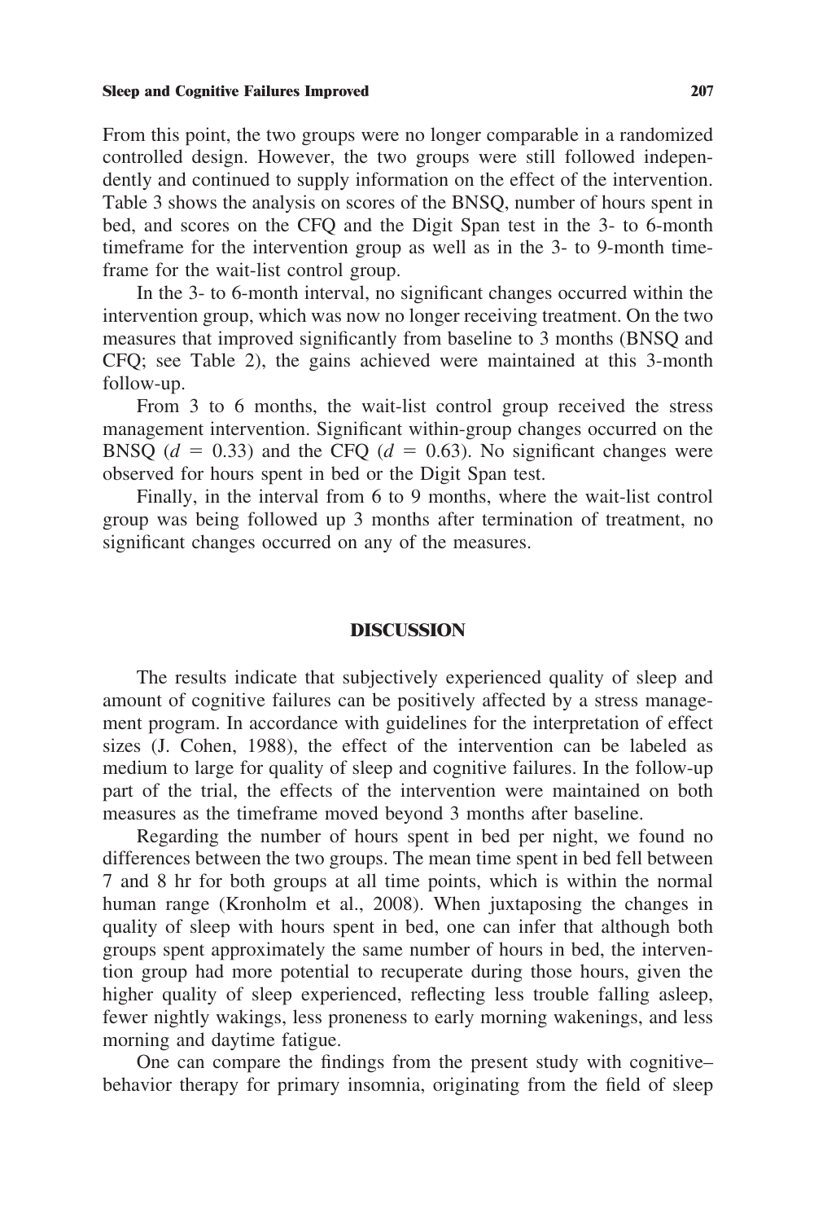From this point, the two groups were no longer comparable in a randomized controlled design. However, the two groups were still followed independently and continued to supply information on the effect of the intervention. Table 3 shows the analysis on scores of the BNSQ, number of hours spent in bed, and scores on the CFQ and the Digit Span test in the 3- to 6-month timeframe for the intervention group as well as in the 3- to 9-month timeframe for the wait-list control group.

In the 3- to 6-month interval, no significant changes occurred within the intervention group, which was now no longer receiving treatment. On the two measures that improved significantly from baseline to 3 months (BNSQ and CFQ; see Table 2), the gains achieved were maintained at this 3-month follow-up.

From 3 to 6 months, the wait-list control group received the stress management intervention. Significant within-group changes occurred on the BNSQ ($d = 0.33$) and the CFQ ($d = 0.63$). No significant changes were observed for hours spent in bed or the Digit Span test.

Finally, in the interval from 6 to 9 months, where the wait-list control group was being followed up 3 months after termination of treatment, no significant changes occurred on any of the measures.

## DISCUSSION

The results indicate that subjectively experienced quality of sleep and amount of cognitive failures can be positively affected by a stress management program. In accordance with guidelines for the interpretation of effect sizes (J. Cohen, 1988), the effect of the intervention can be labeled as medium to large for quality of sleep and cognitive failures. In the follow-up part of the trial, the effects of the intervention were maintained on both measures as the timeframe moved beyond 3 months after baseline.

Regarding the number of hours spent in bed per night, we found no differences between the two groups. The mean time spent in bed fell between 7 and 8 hr for both groups at all time points, which is within the normal human range (Kronholm et al., 2008). When juxtaposing the changes in quality of sleep with hours spent in bed, one can infer that although both groups spent approximately the same number of hours in bed, the intervention group had more potential to recuperate during those hours, given the higher quality of sleep experienced, reflecting less trouble falling asleep, fewer nightly wakings, less proneness to early morning wakenings, and less morning and daytime fatigue.

One can compare the findings from the present study with cognitive–behavior therapy for primary insomnia, originating from the field of sleep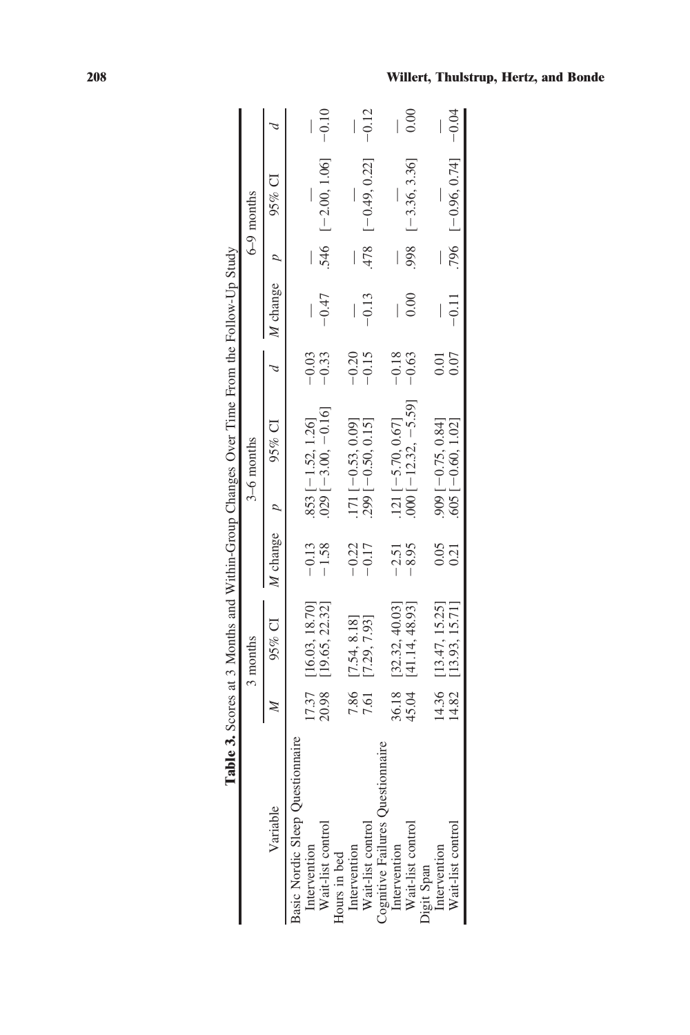**Table 3.** Scores at 3 Months and Within-Group Changes Over Time From the Follow-Up Study

| Variable | 3 months | | 3–6 months | | | | 6–9 months | | | |
|---|---|---|---|---|---|---|---|---|---|---|
| | *M* | 95% CI | *M* change | *p* | 95% CI | *d* | *M* change | *p* | 95% CI | *d* |
| Basic Nordic Sleep Questionnaire | | | | | | | | | | |
| Intervention | 17.37 | [16.03, 18.70] | −0.13 | .853 | [−1.52, 1.26] | −0.03 | — | — | — | — |
| Wait-list control | 20.98 | [19.65, 22.32] | −1.58 | .029 | [−3.00, −0.16] | −0.33 | −0.47 | .546 | [−2.00, 1.06] | −0.10 |
| Hours in bed | | | | | | | | | | |
| Intervention | 7.86 | [7.54, 8.18] | −0.22 | .171 | [−0.53, 0.09] | −0.20 | — | — | — | — |
| Wait-list control | 7.61 | [7.29, 7.93] | −0.17 | .299 | [−0.50, 0.15] | −0.15 | −0.13 | .478 | [−0.49, 0.22] | −0.12 |
| Cognitive Failures Questionnaire | | | | | | | | | | |
| Intervention | 36.18 | [32.32, 40.03] | −2.51 | .121 | [−5.70, 0.67] | −0.18 | — | — | — | — |
| Wait-list control | 45.04 | [41.14, 48.93] | −8.95 | .000 | [−12.32, −5.59] | −0.63 | 0.00 | .998 | [−3.36, 3.36] | 0.00 |
| Digit Span | | | | | | | | | | |
| Intervention | 14.36 | [13.47, 15.25] | 0.05 | .909 | [−0.75, 0.84] | 0.01 | — | — | — | — |
| Wait-list control | 14.82 | [13.93, 15.71] | 0.21 | .605 | [−0.60, 1.02] | 0.07 | −0.11 | .796 | [−0.96, 0.74] | −0.04 |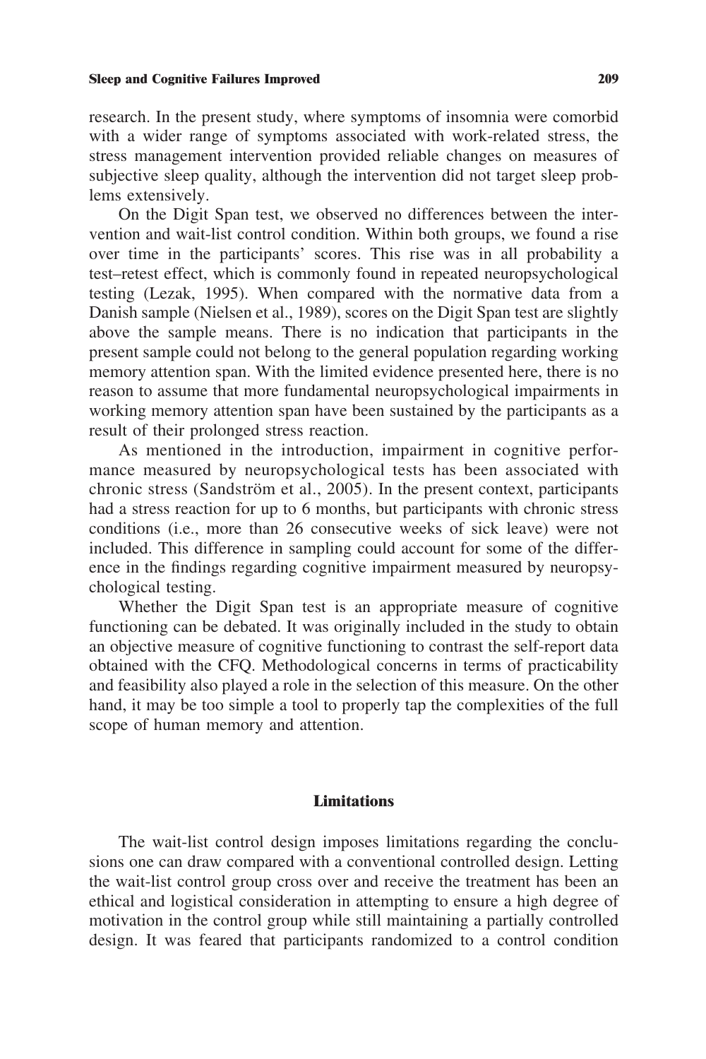research. In the present study, where symptoms of insomnia were comorbid with a wider range of symptoms associated with work-related stress, the stress management intervention provided reliable changes on measures of subjective sleep quality, although the intervention did not target sleep problems extensively.

On the Digit Span test, we observed no differences between the intervention and wait-list control condition. Within both groups, we found a rise over time in the participants' scores. This rise was in all probability a test–retest effect, which is commonly found in repeated neuropsychological testing (Lezak, 1995). When compared with the normative data from a Danish sample (Nielsen et al., 1989), scores on the Digit Span test are slightly above the sample means. There is no indication that participants in the present sample could not belong to the general population regarding working memory attention span. With the limited evidence presented here, there is no reason to assume that more fundamental neuropsychological impairments in working memory attention span have been sustained by the participants as a result of their prolonged stress reaction.

As mentioned in the introduction, impairment in cognitive performance measured by neuropsychological tests has been associated with chronic stress (Sandström et al., 2005). In the present context, participants had a stress reaction for up to 6 months, but participants with chronic stress conditions (i.e., more than 26 consecutive weeks of sick leave) were not included. This difference in sampling could account for some of the difference in the findings regarding cognitive impairment measured by neuropsychological testing.

Whether the Digit Span test is an appropriate measure of cognitive functioning can be debated. It was originally included in the study to obtain an objective measure of cognitive functioning to contrast the self-report data obtained with the CFQ. Methodological concerns in terms of practicability and feasibility also played a role in the selection of this measure. On the other hand, it may be too simple a tool to properly tap the complexities of the full scope of human memory and attention.

## Limitations

The wait-list control design imposes limitations regarding the conclusions one can draw compared with a conventional controlled design. Letting the wait-list control group cross over and receive the treatment has been an ethical and logistical consideration in attempting to ensure a high degree of motivation in the control group while still maintaining a partially controlled design. It was feared that participants randomized to a control condition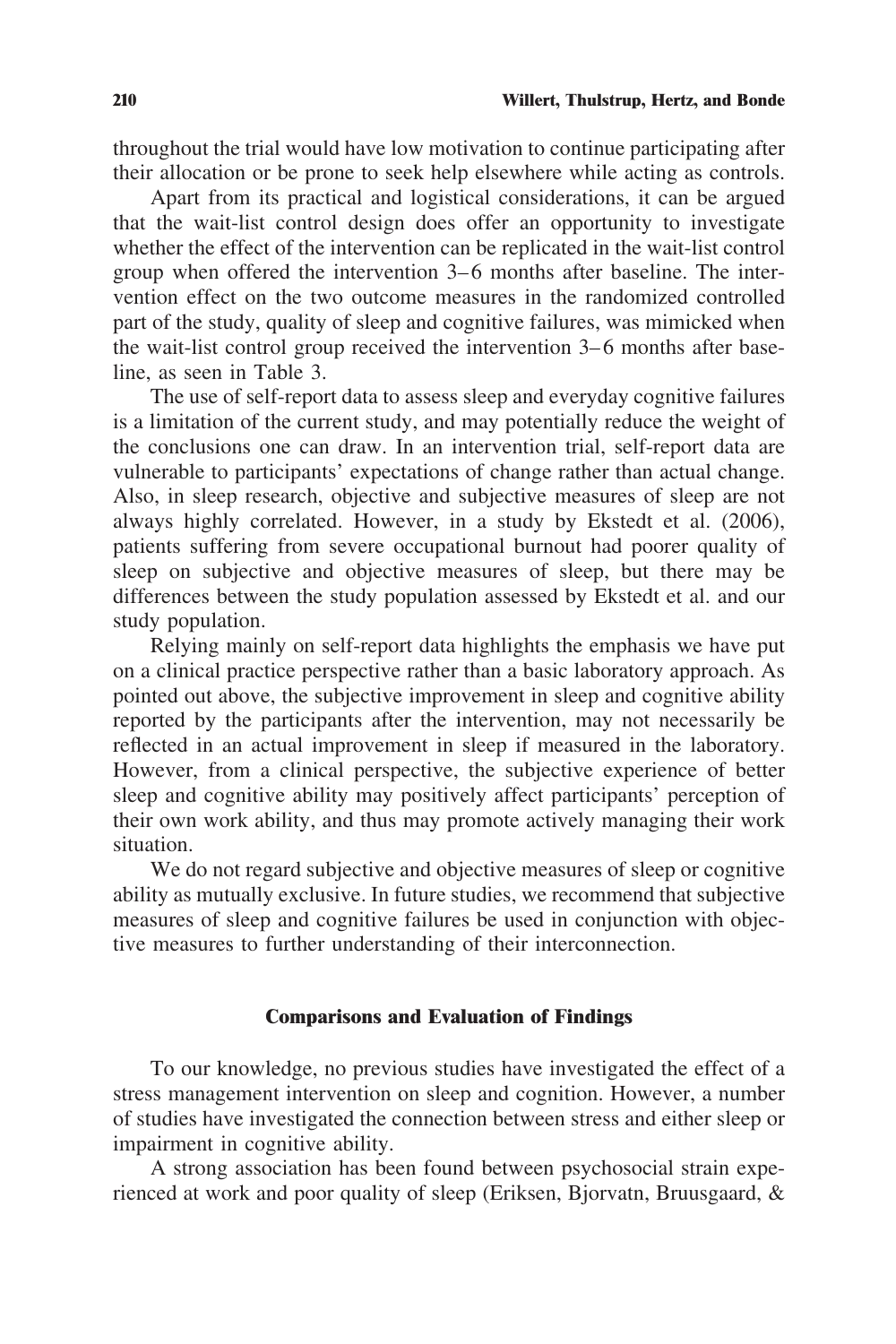throughout the trial would have low motivation to continue participating after their allocation or be prone to seek help elsewhere while acting as controls.

Apart from its practical and logistical considerations, it can be argued that the wait-list control design does offer an opportunity to investigate whether the effect of the intervention can be replicated in the wait-list control group when offered the intervention 3–6 months after baseline. The intervention effect on the two outcome measures in the randomized controlled part of the study, quality of sleep and cognitive failures, was mimicked when the wait-list control group received the intervention 3–6 months after baseline, as seen in Table 3.

The use of self-report data to assess sleep and everyday cognitive failures is a limitation of the current study, and may potentially reduce the weight of the conclusions one can draw. In an intervention trial, self-report data are vulnerable to participants' expectations of change rather than actual change. Also, in sleep research, objective and subjective measures of sleep are not always highly correlated. However, in a study by Ekstedt et al. (2006), patients suffering from severe occupational burnout had poorer quality of sleep on subjective and objective measures of sleep, but there may be differences between the study population assessed by Ekstedt et al. and our study population.

Relying mainly on self-report data highlights the emphasis we have put on a clinical practice perspective rather than a basic laboratory approach. As pointed out above, the subjective improvement in sleep and cognitive ability reported by the participants after the intervention, may not necessarily be reflected in an actual improvement in sleep if measured in the laboratory. However, from a clinical perspective, the subjective experience of better sleep and cognitive ability may positively affect participants' perception of their own work ability, and thus may promote actively managing their work situation.

We do not regard subjective and objective measures of sleep or cognitive ability as mutually exclusive. In future studies, we recommend that subjective measures of sleep and cognitive failures be used in conjunction with objective measures to further understanding of their interconnection.

## Comparisons and Evaluation of Findings

To our knowledge, no previous studies have investigated the effect of a stress management intervention on sleep and cognition. However, a number of studies have investigated the connection between stress and either sleep or impairment in cognitive ability.

A strong association has been found between psychosocial strain experienced at work and poor quality of sleep (Eriksen, Bjorvatn, Bruusgaard, &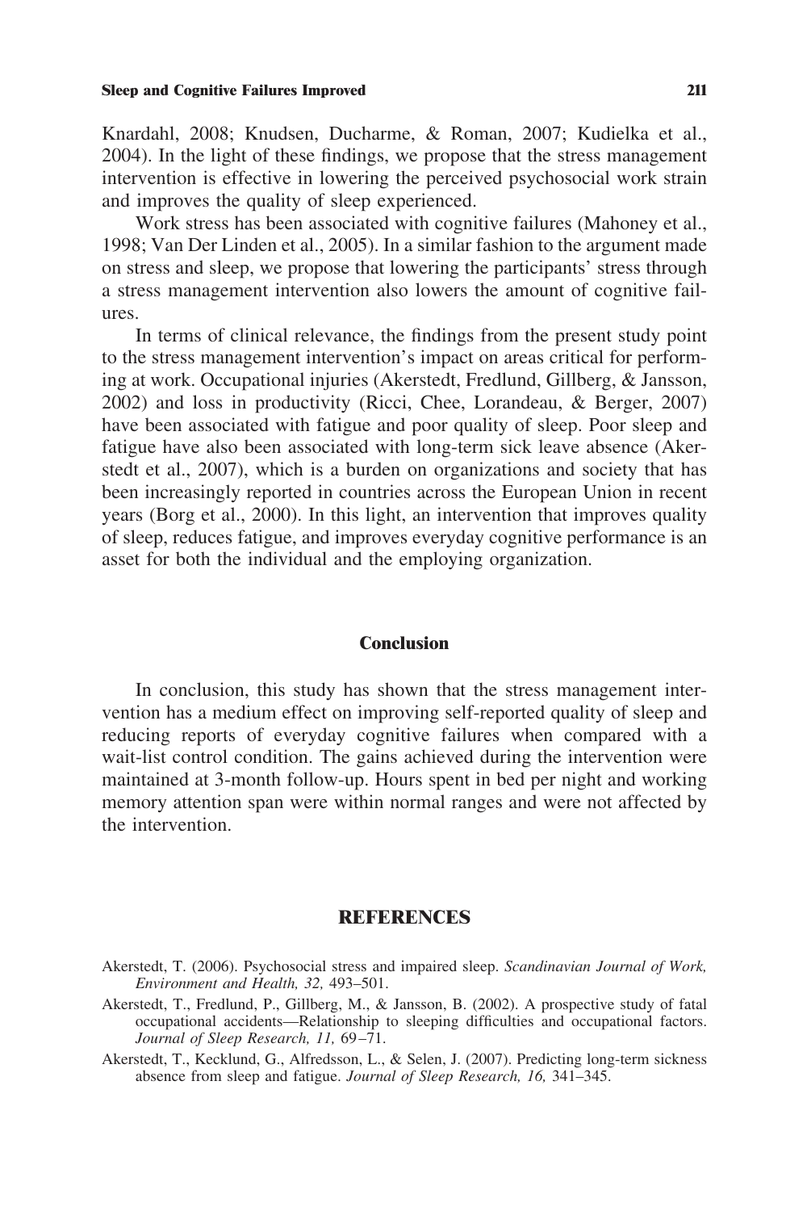Knardahl, 2008; Knudsen, Ducharme, & Roman, 2007; Kudielka et al., 2004). In the light of these findings, we propose that the stress management intervention is effective in lowering the perceived psychosocial work strain and improves the quality of sleep experienced.

Work stress has been associated with cognitive failures (Mahoney et al., 1998; Van Der Linden et al., 2005). In a similar fashion to the argument made on stress and sleep, we propose that lowering the participants' stress through a stress management intervention also lowers the amount of cognitive failures.

In terms of clinical relevance, the findings from the present study point to the stress management intervention's impact on areas critical for performing at work. Occupational injuries (Akerstedt, Fredlund, Gillberg, & Jansson, 2002) and loss in productivity (Ricci, Chee, Lorandeau, & Berger, 2007) have been associated with fatigue and poor quality of sleep. Poor sleep and fatigue have also been associated with long-term sick leave absence (Akerstedt et al., 2007), which is a burden on organizations and society that has been increasingly reported in countries across the European Union in recent years (Borg et al., 2000). In this light, an intervention that improves quality of sleep, reduces fatigue, and improves everyday cognitive performance is an asset for both the individual and the employing organization.

## Conclusion

In conclusion, this study has shown that the stress management intervention has a medium effect on improving self-reported quality of sleep and reducing reports of everyday cognitive failures when compared with a wait-list control condition. The gains achieved during the intervention were maintained at 3-month follow-up. Hours spent in bed per night and working memory attention span were within normal ranges and were not affected by the intervention.

## REFERENCES

Akerstedt, T. (2006). Psychosocial stress and impaired sleep. *Scandinavian Journal of Work, Environment and Health, 32,* 493–501.

Akerstedt, T., Fredlund, P., Gillberg, M., & Jansson, B. (2002). A prospective study of fatal occupational accidents—Relationship to sleeping difficulties and occupational factors. *Journal of Sleep Research, 11,* 69–71.

Akerstedt, T., Kecklund, G., Alfredsson, L., & Selen, J. (2007). Predicting long-term sickness absence from sleep and fatigue. *Journal of Sleep Research, 16,* 341–345.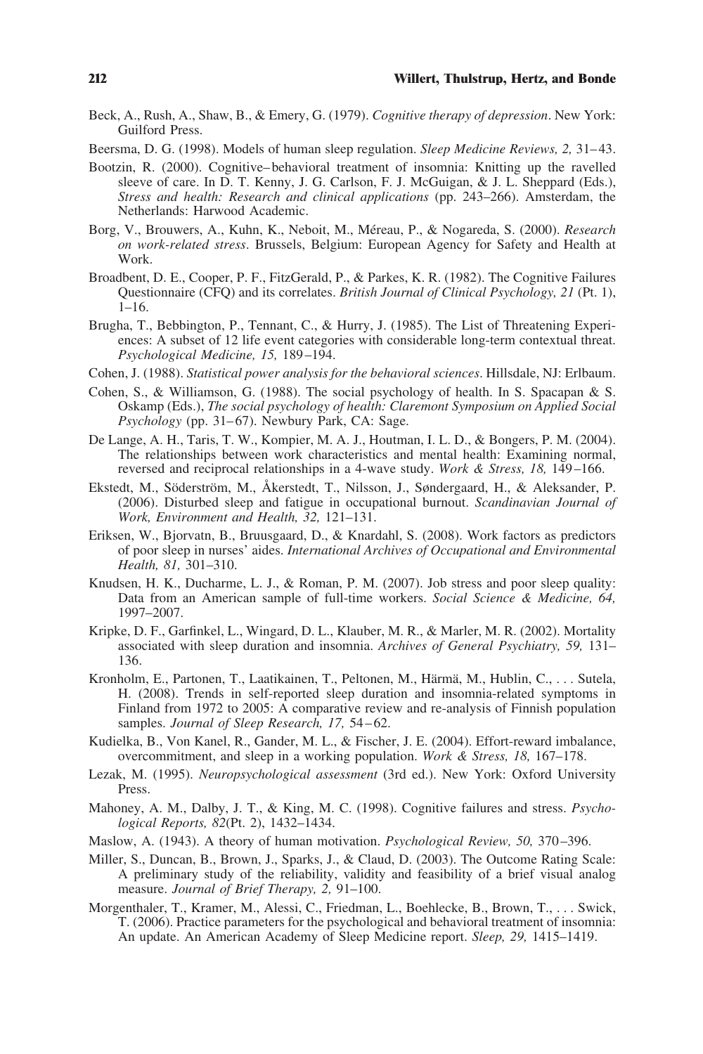Beck, A., Rush, A., Shaw, B., & Emery, G. (1979). *Cognitive therapy of depression*. New York: Guilford Press.

Beersma, D. G. (1998). Models of human sleep regulation. *Sleep Medicine Reviews, 2,* 31–43.

Bootzin, R. (2000). Cognitive–behavioral treatment of insomnia: Knitting up the ravelled sleeve of care. In D. T. Kenny, J. G. Carlson, F. J. McGuigan, & J. L. Sheppard (Eds.), *Stress and health: Research and clinical applications* (pp. 243–266). Amsterdam, the Netherlands: Harwood Academic.

Borg, V., Brouwers, A., Kuhn, K., Neboit, M., Méreau, P., & Nogareda, S. (2000). *Research on work-related stress*. Brussels, Belgium: European Agency for Safety and Health at Work.

Broadbent, D. E., Cooper, P. F., FitzGerald, P., & Parkes, K. R. (1982). The Cognitive Failures Questionnaire (CFQ) and its correlates. *British Journal of Clinical Psychology, 21* (Pt. 1), 1–16.

Brugha, T., Bebbington, P., Tennant, C., & Hurry, J. (1985). The List of Threatening Experiences: A subset of 12 life event categories with considerable long-term contextual threat. *Psychological Medicine, 15,* 189–194.

Cohen, J. (1988). *Statistical power analysis for the behavioral sciences*. Hillsdale, NJ: Erlbaum.

Cohen, S., & Williamson, G. (1988). The social psychology of health. In S. Spacapan & S. Oskamp (Eds.), *The social psychology of health: Claremont Symposium on Applied Social Psychology* (pp. 31–67). Newbury Park, CA: Sage.

De Lange, A. H., Taris, T. W., Kompier, M. A. J., Houtman, I. L. D., & Bongers, P. M. (2004). The relationships between work characteristics and mental health: Examining normal, reversed and reciprocal relationships in a 4-wave study. *Work & Stress, 18,* 149–166.

Ekstedt, M., Söderström, M., Åkerstedt, T., Nilsson, J., Søndergaard, H., & Aleksander, P. (2006). Disturbed sleep and fatigue in occupational burnout. *Scandinavian Journal of Work, Environment and Health, 32,* 121–131.

Eriksen, W., Bjorvatn, B., Bruusgaard, D., & Knardahl, S. (2008). Work factors as predictors of poor sleep in nurses' aides. *International Archives of Occupational and Environmental Health, 81,* 301–310.

Knudsen, H. K., Ducharme, L. J., & Roman, P. M. (2007). Job stress and poor sleep quality: Data from an American sample of full-time workers. *Social Science & Medicine, 64,* 1997–2007.

Kripke, D. F., Garfinkel, L., Wingard, D. L., Klauber, M. R., & Marler, M. R. (2002). Mortality associated with sleep duration and insomnia. *Archives of General Psychiatry, 59,* 131–136.

Kronholm, E., Partonen, T., Laatikainen, T., Peltonen, M., Härmä, M., Hublin, C., . . . Sutela, H. (2008). Trends in self-reported sleep duration and insomnia-related symptoms in Finland from 1972 to 2005: A comparative review and re-analysis of Finnish population samples. *Journal of Sleep Research, 17,* 54–62.

Kudielka, B., Von Kanel, R., Gander, M. L., & Fischer, J. E. (2004). Effort-reward imbalance, overcommitment, and sleep in a working population. *Work & Stress, 18,* 167–178.

Lezak, M. (1995). *Neuropsychological assessment* (3rd ed.). New York: Oxford University Press.

Mahoney, A. M., Dalby, J. T., & King, M. C. (1998). Cognitive failures and stress. *Psychological Reports, 82*(Pt. 2), 1432–1434.

Maslow, A. (1943). A theory of human motivation. *Psychological Review, 50,* 370–396.

Miller, S., Duncan, B., Brown, J., Sparks, J., & Claud, D. (2003). The Outcome Rating Scale: A preliminary study of the reliability, validity and feasibility of a brief visual analog measure. *Journal of Brief Therapy, 2,* 91–100.

Morgenthaler, T., Kramer, M., Alessi, C., Friedman, L., Boehlecke, B., Brown, T., . . . Swick, T. (2006). Practice parameters for the psychological and behavioral treatment of insomnia: An update. An American Academy of Sleep Medicine report. *Sleep, 29,* 1415–1419.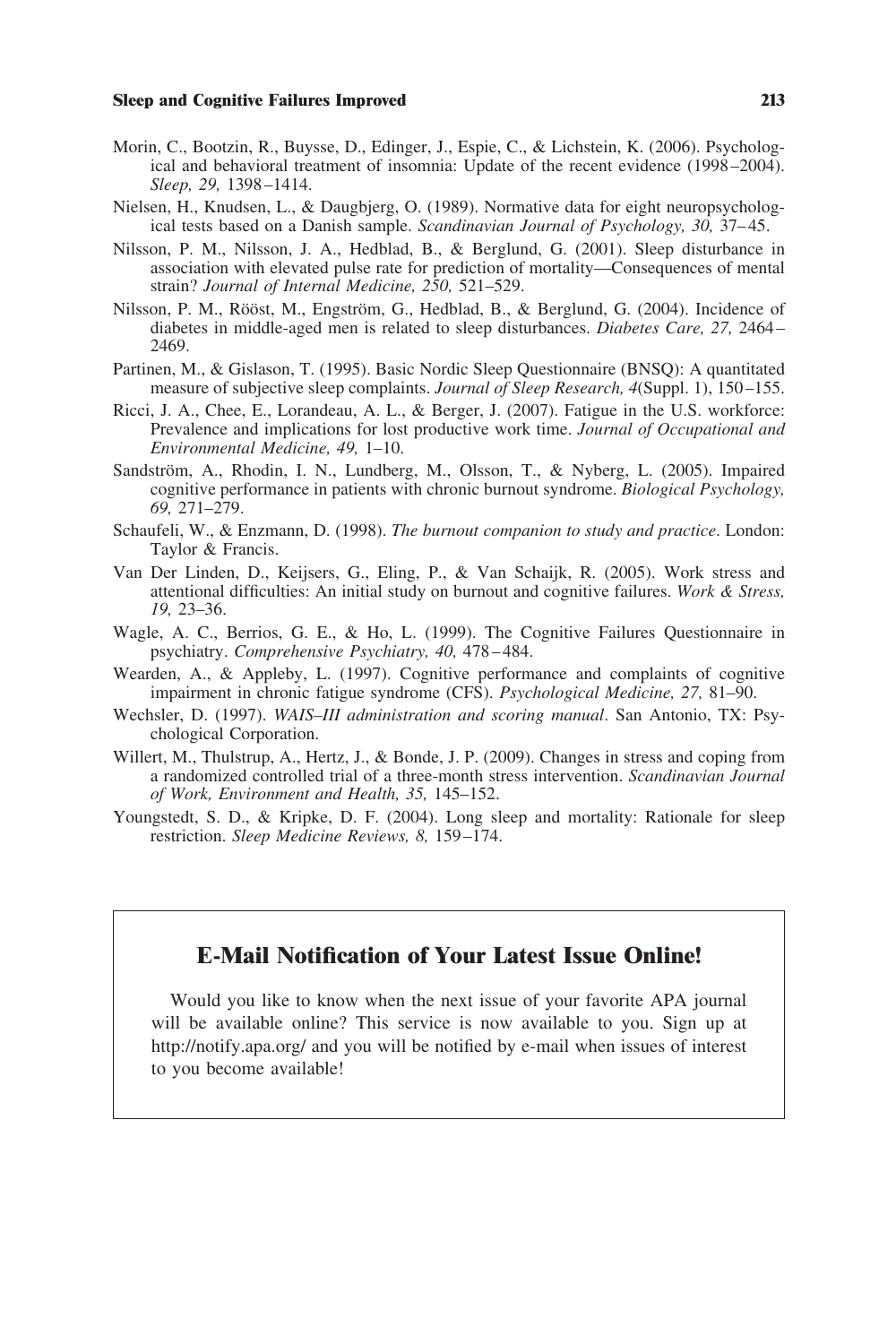Morin, C., Bootzin, R., Buysse, D., Edinger, J., Espie, C., & Lichstein, K. (2006). Psychological and behavioral treatment of insomnia: Update of the recent evidence (1998–2004). *Sleep, 29,* 1398–1414.

Nielsen, H., Knudsen, L., & Daugbjerg, O. (1989). Normative data for eight neuropsychological tests based on a Danish sample. *Scandinavian Journal of Psychology, 30,* 37–45.

Nilsson, P. M., Nilsson, J. A., Hedblad, B., & Berglund, G. (2001). Sleep disturbance in association with elevated pulse rate for prediction of mortality—Consequences of mental strain? *Journal of Internal Medicine, 250,* 521–529.

Nilsson, P. M., Rööst, M., Engström, G., Hedblad, B., & Berglund, G. (2004). Incidence of diabetes in middle-aged men is related to sleep disturbances. *Diabetes Care, 27,* 2464–2469.

Partinen, M., & Gislason, T. (1995). Basic Nordic Sleep Questionnaire (BNSQ): A quantitated measure of subjective sleep complaints. *Journal of Sleep Research, 4*(Suppl. 1), 150–155.

Ricci, J. A., Chee, E., Lorandeau, A. L., & Berger, J. (2007). Fatigue in the U.S. workforce: Prevalence and implications for lost productive work time. *Journal of Occupational and Environmental Medicine, 49,* 1–10.

Sandström, A., Rhodin, I. N., Lundberg, M., Olsson, T., & Nyberg, L. (2005). Impaired cognitive performance in patients with chronic burnout syndrome. *Biological Psychology, 69,* 271–279.

Schaufeli, W., & Enzmann, D. (1998). *The burnout companion to study and practice*. London: Taylor & Francis.

Van Der Linden, D., Keijsers, G., Eling, P., & Van Schaijk, R. (2005). Work stress and attentional difficulties: An initial study on burnout and cognitive failures. *Work & Stress, 19,* 23–36.

Wagle, A. C., Berrios, G. E., & Ho, L. (1999). The Cognitive Failures Questionnaire in psychiatry. *Comprehensive Psychiatry, 40,* 478–484.

Wearden, A., & Appleby, L. (1997). Cognitive performance and complaints of cognitive impairment in chronic fatigue syndrome (CFS). *Psychological Medicine, 27,* 81–90.

Wechsler, D. (1997). *WAIS–III administration and scoring manual*. San Antonio, TX: Psychological Corporation.

Willert, M., Thulstrup, A., Hertz, J., & Bonde, J. P. (2009). Changes in stress and coping from a randomized controlled trial of a three-month stress intervention. *Scandinavian Journal of Work, Environment and Health, 35,* 145–152.

Youngstedt, S. D., & Kripke, D. F. (2004). Long sleep and mortality: Rationale for sleep restriction. *Sleep Medicine Reviews, 8,* 159–174.

## E-Mail Notification of Your Latest Issue Online!

Would you like to know when the next issue of your favorite APA journal will be available online? This service is now available to you. Sign up at http://notify.apa.org/ and you will be notified by e-mail when issues of interest to you become available!